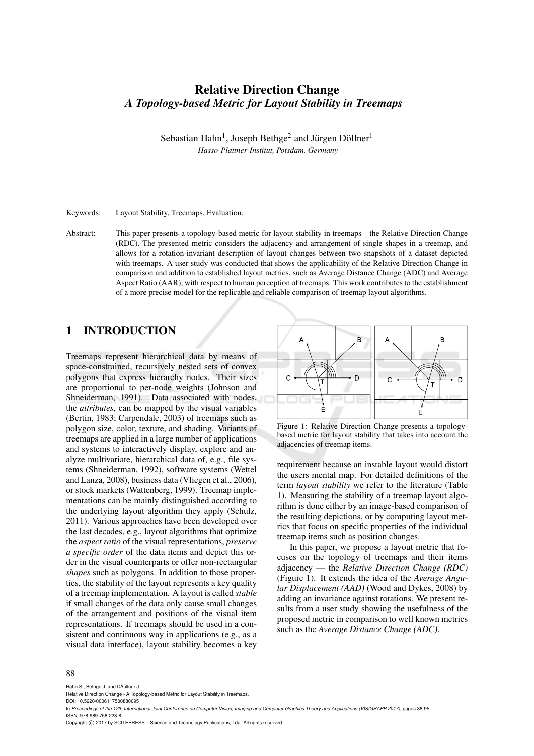# Relative Direction Change
## *A Topology-based Metric for Layout Stability in Treemaps*

Sebastian Hahn[1], Joseph Bethge[2] and Jürgen Döllner[1]

*Hasso-Plattner-Institut, Potsdam, Germany*

Keywords: Layout Stability, Treemaps, Evaluation.

Abstract: This paper presents a topology-based metric for layout stability in treemaps—the Relative Direction Change (RDC). The presented metric considers the adjacency and arrangement of single shapes in a treemap, and allows for a rotation-invariant description of layout changes between two snapshots of a dataset depicted with treemaps. A user study was conducted that shows the applicability of the Relative Direction Change in comparison and addition to established layout metrics, such as Average Distance Change (ADC) and Average Aspect Ratio (AAR), with respect to human perception of treemaps. This work contributes to the establishment of a more precise model for the replicable and reliable comparison of treemap layout algorithms.

## 1 INTRODUCTION

Treemaps represent hierarchical data by means of space-constrained, recursively nested sets of convex polygons that express hierarchy nodes. Their sizes are proportional to per-node weights (Johnson and Shneiderman, 1991). Data associated with nodes, the *attributes*, can be mapped by the visual variables (Bertin, 1983; Carpendale, 2003) of treemaps such as polygon size, color, texture, and shading. Variants of treemaps are applied in a large number of applications and systems to interactively display, explore and analyze multivariate, hierarchical data of, e.g., file systems (Shneiderman, 1992), software systems (Wettel and Lanza, 2008), business data (Vliegen et al., 2006), or stock markets (Wattenberg, 1999). Treemap implementations can be mainly distinguished according to the underlying layout algorithm they apply (Schulz, 2011). Various approaches have been developed over the last decades, e.g., layout algorithms that optimize the *aspect ratio* of the visual representations, *preserve a specific order* of the data items and depict this order in the visual counterparts or offer non-rectangular *shapes* such as polygons. In addition to those properties, the stability of the layout represents a key quality of a treemap implementation. A layout is called *stable* if small changes of the data only cause small changes of the arrangement and positions of the visual item representations. If treemaps should be used in a consistent and continuous way in applications (e.g., as a visual data interface), layout stability becomes a key requirement because an instable layout would distort the users mental map. For detailed definitions of the term *layout stability* we refer to the literature (Table 1). Measuring the stability of a treemap layout algorithm is done either by an image-based comparison of the resulting depictions, or by computing layout metrics that focus on specific properties of the individual treemap items such as position changes.

Figure 1: Relative Direction Change presents a topology-based metric for layout stability that takes into account the adjacencies of treemap items.

In this paper, we propose a layout metric that focuses on the topology of treemaps and their items adjacency — the *Relative Direction Change (RDC)* (Figure 1). It extends the idea of the *Average Angular Displacement (AAD)* (Wood and Dykes, 2008) by adding an invariance against rotations. We present results from a user study showing the usefulness of the proposed metric in comparison to well known metrics such as the *Average Distance Change (ADC)*.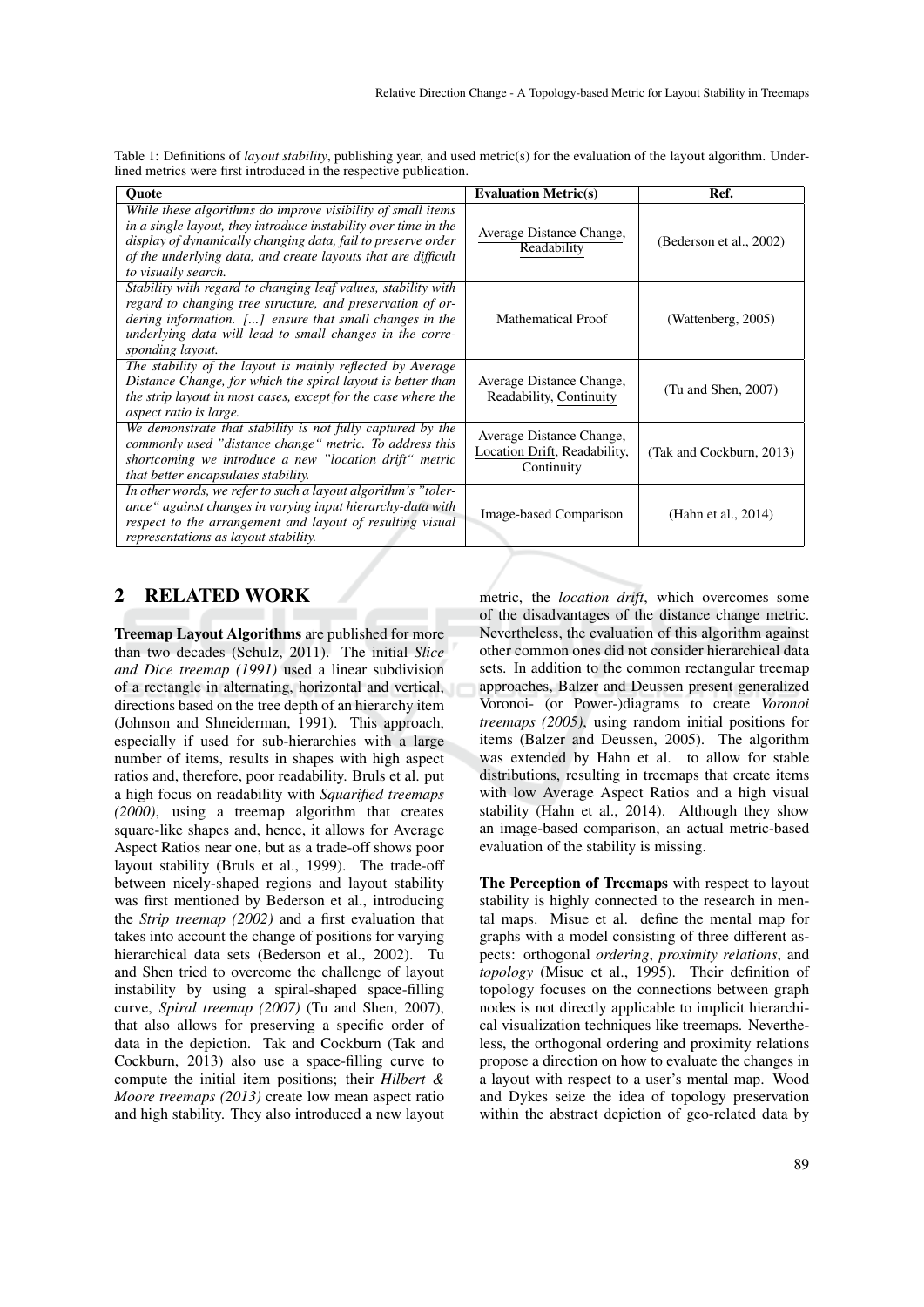Table 1: Definitions of *layout stability*, publishing year, and used metric(s) for the evaluation of the layout algorithm. Underlined metrics were first introduced in the respective publication.

| Quote | Evaluation Metric(s) | Ref. |
|---|---|---|
| *While these algorithms do improve visibility of small items in a single layout, they introduce instability over time in the display of dynamically changing data, fail to preserve order of the underlying data, and create layouts that are difficult to visually search.* | <u>Average Distance Change</u>, <u>Readability</u> | (Bederson et al., 2002) |
| *Stability with regard to changing leaf values, stability with regard to changing tree structure, and preservation of ordering information. [...] ensure that small changes in the underlying data will lead to small changes in the corresponding layout.* | Mathematical Proof | (Wattenberg, 2005) |
| *The stability of the layout is mainly reflected by Average Distance Change, for which the spiral layout is better than the strip layout in most cases, except for the case where the aspect ratio is large.* | Average Distance Change, Readability, <u>Continuity</u> | (Tu and Shen, 2007) |
| *We demonstrate that stability is not fully captured by the commonly used "distance change" metric. To address this shortcoming we introduce a new "location drift" metric that better encapsulates stability.* | Average Distance Change, <u>Location Drift</u>, Readability, Continuity | (Tak and Cockburn, 2013) |
| *In other words, we refer to such a layout algorithm's "tolerance" against changes in varying input hierarchy-data with respect to the arrangement and layout of resulting visual representations as layout stability.* | Image-based Comparison | (Hahn et al., 2014) |

## 2 RELATED WORK

**Treemap Layout Algorithms** are published for more than two decades (Schulz, 2011). The initial *Slice and Dice treemap (1991)* used a linear subdivision of a rectangle in alternating, horizontal and vertical, directions based on the tree depth of an hierarchy item (Johnson and Shneiderman, 1991). This approach, especially if used for sub-hierarchies with a large number of items, results in shapes with high aspect ratios and, therefore, poor readability. Bruls et al. put a high focus on readability with *Squarified treemaps (2000)*, using a treemap algorithm that creates square-like shapes and, hence, it allows for Average Aspect Ratios near one, but as a trade-off shows poor layout stability (Bruls et al., 1999). The trade-off between nicely-shaped regions and layout stability was first mentioned by Bederson et al., introducing the *Strip treemap (2002)* and a first evaluation that takes into account the change of positions for varying hierarchical data sets (Bederson et al., 2002). Tu and Shen tried to overcome the challenge of layout instability by using a spiral-shaped space-filling curve, *Spiral treemap (2007)* (Tu and Shen, 2007), that also allows for preserving a specific order of data in the depiction. Tak and Cockburn (Tak and Cockburn, 2013) also use a space-filling curve to compute the initial item positions; their *Hilbert & Moore treemaps (2013)* create low mean aspect ratio and high stability. They also introduced a new layout metric, the *location drift*, which overcomes some of the disadvantages of the distance change metric. Nevertheless, the evaluation of this algorithm against other common ones did not consider hierarchical data sets. In addition to the common rectangular treemap approaches, Balzer and Deussen present generalized Voronoi- (or Power-)diagrams to create *Voronoi treemaps (2005)*, using random initial positions for items (Balzer and Deussen, 2005). The algorithm was extended by Hahn et al. to allow for stable distributions, resulting in treemaps that create items with low Average Aspect Ratios and a high visual stability (Hahn et al., 2014). Although they show an image-based comparison, an actual metric-based evaluation of the stability is missing.

**The Perception of Treemaps** with respect to layout stability is highly connected to the research in mental maps. Misue et al. define the mental map for graphs with a model consisting of three different aspects: orthogonal *ordering*, *proximity relations*, and *topology* (Misue et al., 1995). Their definition of topology focuses on the connections between graph nodes is not directly applicable to implicit hierarchical visualization techniques like treemaps. Nevertheless, the orthogonal ordering and proximity relations propose a direction on how to evaluate the changes in a layout with respect to a user's mental map. Wood and Dykes seize the idea of topology preservation within the abstract depiction of geo-related data by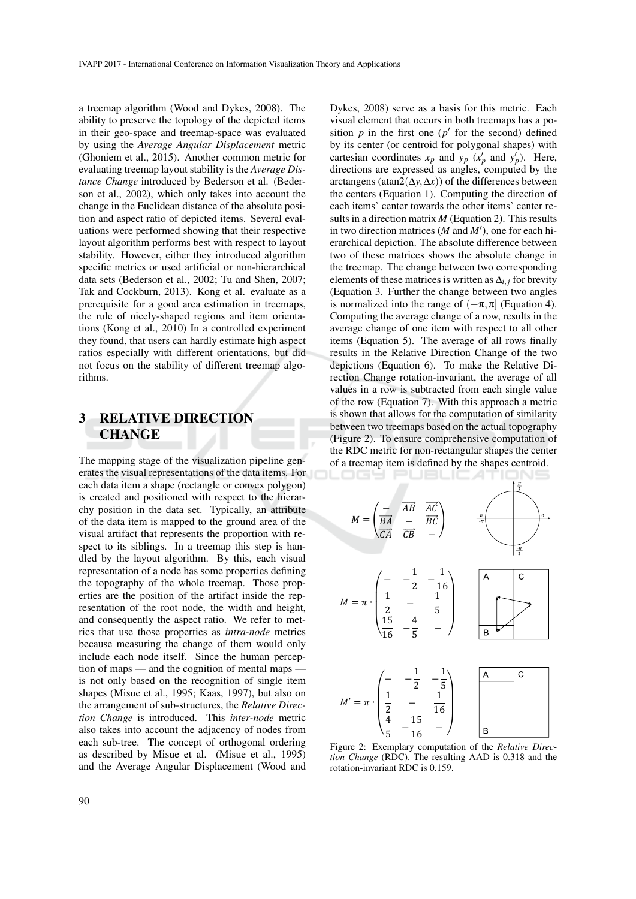a treemap algorithm (Wood and Dykes, 2008). The ability to preserve the topology of the depicted items in their geo-space and treemap-space was evaluated by using the *Average Angular Displacement* metric (Ghoniem et al., 2015). Another common metric for evaluating treemap layout stability is the *Average Distance Change* introduced by Bederson et al. (Bederson et al., 2002), which only takes into account the change in the Euclidean distance of the absolute position and aspect ratio of depicted items. Several evaluations were performed showing that their respective layout algorithm performs best with respect to layout stability. However, either they introduced algorithm specific metrics or used artificial or non-hierarchical data sets (Bederson et al., 2002; Tu and Shen, 2007; Tak and Cockburn, 2013). Kong et al. evaluate as a prerequisite for a good area estimation in treemaps, the rule of nicely-shaped regions and item orientations (Kong et al., 2010) In a controlled experiment they found, that users can hardly estimate high aspect ratios especially with different orientations, but did not focus on the stability of different treemap algorithms.

## 3 RELATIVE DIRECTION CHANGE

The mapping stage of the visualization pipeline generates the visual representations of the data items. For each data item a shape (rectangle or convex polygon) is created and positioned with respect to the hierarchy position in the data set. Typically, an attribute of the data item is mapped to the ground area of the visual artifact that represents the proportion with respect to its siblings. In a treemap this step is handled by the layout algorithm. By this, each visual representation of a node has some properties defining the topography of the whole treemap. Those properties are the position of the artifact inside the representation of the root node, the width and height, and consequently the aspect ratio. We refer to metrics that use those properties as *intra-node* metrics because measuring the change of them would only include each node itself. Since the human perception of maps — and the cognition of mental maps — is not only based on the recognition of single item shapes (Misue et al., 1995; Kaas, 1997), but also on the arrangement of sub-structures, the *Relative Direction Change* is introduced. This *inter-node* metric also takes into account the adjacency of nodes from each sub-tree. The concept of orthogonal ordering as described by Misue et al. (Misue et al., 1995) and the Average Angular Displacement (Wood and Dykes, 2008) serve as a basis for this metric. Each visual element that occurs in both treemaps has a position $p$ in the first one ($p'$ for the second) defined by its center (or centroid for polygonal shapes) with cartesian coordinates $x_p$ and $y_p$ ($x'_p$ and $y'_p$). Here, directions are expressed as angles, computed by the arctangens ($\operatorname{atan2}(\Delta y, \Delta x)$) of the differences between the centers (Equation 1). Computing the direction of each items' center towards the other items' center results in a direction matrix $M$ (Equation 2). This results in two direction matrices ($M$ and $M'$), one for each hierarchical depiction. The absolute difference between two of these matrices shows the absolute change in the treemap. The change between two corresponding elements of these matrices is written as $\Delta_{i,j}$ for brevity (Equation 3. Further the change between two angles is normalized into the range of $(-\pi, \pi]$ (Equation 4). Computing the average change of a row, results in the average change of one item with respect to all other items (Equation 5). The average of all rows finally results in the Relative Direction Change of the two depictions (Equation 6). To make the Relative Direction Change rotation-invariant, the average of all values in a row is subtracted from each single value of the row (Equation 7). With this approach a metric is shown that allows for the computation of similarity between two treemaps based on the actual topography (Figure 2). To ensure comprehensive computation of the RDC metric for non-rectangular shapes the center of a treemap item is defined by the shapes centroid.

$$M = \begin{pmatrix} - & \overrightarrow{AB} & \overrightarrow{AC} \\ \overrightarrow{BA} & - & \overrightarrow{BC} \\ \overrightarrow{CA} & \overrightarrow{CB} & - \end{pmatrix}$$

$$M = \pi \cdot \begin{pmatrix} - & -\frac{1}{2} & -\frac{1}{16} \\ \frac{1}{2} & - & \frac{1}{5} \\ \frac{15}{16} & -\frac{4}{5} & - \end{pmatrix}$$

$$M' = \pi \cdot \begin{pmatrix} - & -\frac{1}{2} & -\frac{1}{5} \\ \frac{1}{2} & - & \frac{1}{16} \\ \frac{4}{5} & -\frac{15}{16} & - \end{pmatrix}$$

Figure 2: Exemplary computation of the *Relative Direction Change* (RDC). The resulting AAD is 0.318 and the rotation-invariant RDC is 0.159.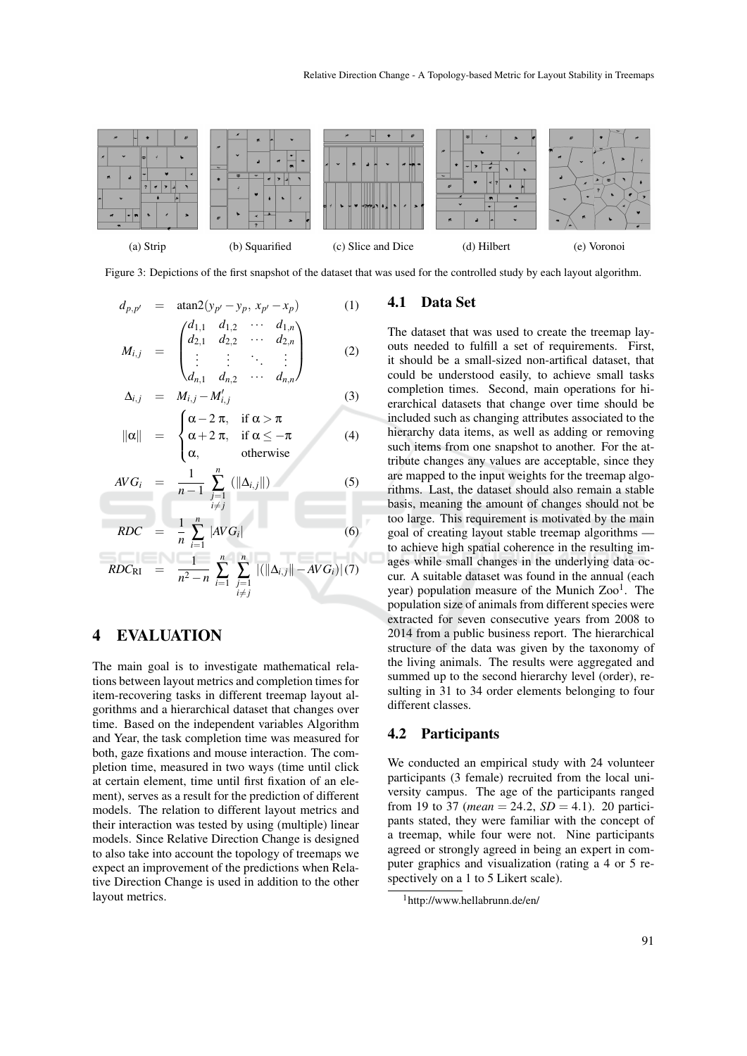(a) Strip (b) Squarified (c) Slice and Dice (d) Hilbert (e) Voronoi

Figure 3: Depictions of the first snapshot of the dataset that was used for the controlled study by each layout algorithm.

$$d_{p,p'} = \operatorname{atan2}(y_{p'} - y_p,\ x_{p'} - x_p) \tag{1}$$

$$M_{i,j} = \begin{pmatrix} d_{1,1} & d_{1,2} & \cdots & d_{1,n} \\ d_{2,1} & d_{2,2} & \cdots & d_{2,n} \\ \vdots & \vdots & \ddots & \vdots \\ d_{n,1} & d_{n,2} & \cdots & d_{n,n} \end{pmatrix} \tag{2}$$

$$\Delta_{i,j} = M_{i,j} - M'_{i,j} \tag{3}$$

$$\|\alpha\| = \begin{cases} \alpha - 2\pi, & \text{if } \alpha > \pi \\ \alpha + 2\pi, & \text{if } \alpha \leq -\pi \\ \alpha, & \text{otherwise} \end{cases} \tag{4}$$

$$AVG_i = \frac{1}{n-1} \sum_{\substack{j=1 \\ i \neq j}}^{n} (\|\Delta_{i,j}\|) \tag{5}$$

$$RDC = \frac{1}{n} \sum_{i=1}^{n} |AVG_i| \tag{6}$$

$$RDC_{\mathrm{RI}} = \frac{1}{n^2 - n} \sum_{i=1}^{n} \sum_{\substack{j=1 \\ i \neq j}}^{n} |(\|\Delta_{i,j}\| - AVG_i)| \tag{7}$$

# 4 EVALUATION

The main goal is to investigate mathematical relations between layout metrics and completion times for item-recovering tasks in different treemap layout algorithms and a hierarchical dataset that changes over time. Based on the independent variables Algorithm and Year, the task completion time was measured for both, gaze fixations and mouse interaction. The completion time, measured in two ways (time until click at certain element, time until first fixation of an element), serves as a result for the prediction of different models. The relation to different layout metrics and their interaction was tested by using (multiple) linear models. Since Relative Direction Change is designed to also take into account the topology of treemaps we expect an improvement of the predictions when Relative Direction Change is used in addition to the other layout metrics.

## 4.1 Data Set

The dataset that was used to create the treemap layouts needed to fulfill a set of requirements. First, it should be a small-sized non-artifical dataset, that could be understood easily, to achieve small tasks completion times. Second, main operations for hierarchical datasets that change over time should be included such as changing attributes associated to the hierarchy data items, as well as adding or removing such items from one snapshot to another. For the attribute changes any values are acceptable, since they are mapped to the input weights for the treemap algorithms. Last, the dataset should also remain a stable basis, meaning the amount of changes should not be too large. This requirement is motivated by the main goal of creating layout stable treemap algorithms — to achieve high spatial coherence in the resulting images while small changes in the underlying data occur. A suitable dataset was found in the annual (each year) population measure of the Munich Zoo[1]. The population size of animals from different species were extracted for seven consecutive years from 2008 to 2014 from a public business report. The hierarchical structure of the data was given by the taxonomy of the living animals. The results were aggregated and summed up to the second hierarchy level (order), resulting in 31 to 34 order elements belonging to four different classes.

## 4.2 Participants

We conducted an empirical study with 24 volunteer participants (3 female) recruited from the local university campus. The age of the participants ranged from 19 to 37 (*mean* $= 24.2$, *SD* $= 4.1$). 20 participants stated, they were familiar with the concept of a treemap, while four were not. Nine participants agreed or strongly agreed in being an expert in computer graphics and visualization (rating a 4 or 5 respectively on a 1 to 5 Likert scale).

[1] http://www.hellabrunn.de/en/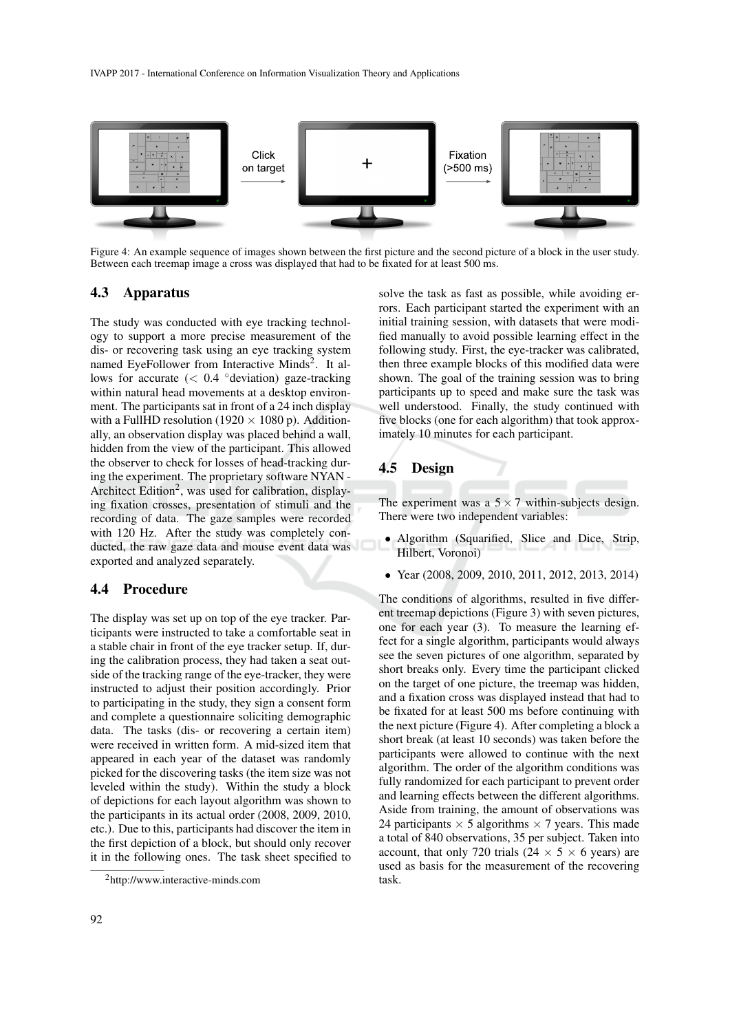Figure 4: An example sequence of images shown between the first picture and the second picture of a block in the user study. Between each treemap image a cross was displayed that had to be fixated for at least 500 ms.

### 4.3 Apparatus

The study was conducted with eye tracking technology to support a more precise measurement of the dis- or recovering task using an eye tracking system named EyeFollower from Interactive Minds[2]. It allows for accurate ($< 0.4$ °deviation) gaze-tracking within natural head movements at a desktop environment. The participants sat in front of a 24 inch display with a FullHD resolution ($1920 \times 1080$ p). Additionally, an observation display was placed behind a wall, hidden from the view of the participant. This allowed the observer to check for losses of head-tracking during the experiment. The proprietary software NYAN - Architect Edition[2], was used for calibration, displaying fixation crosses, presentation of stimuli and the recording of data. The gaze samples were recorded with 120 Hz. After the study was completely conducted, the raw gaze data and mouse event data was exported and analyzed separately.

### 4.4 Procedure

The display was set up on top of the eye tracker. Participants were instructed to take a comfortable seat in a stable chair in front of the eye tracker setup. If, during the calibration process, they had taken a seat outside of the tracking range of the eye-tracker, they were instructed to adjust their position accordingly. Prior to participating in the study, they sign a consent form and complete a questionnaire soliciting demographic data. The tasks (dis- or recovering a certain item) were received in written form. A mid-sized item that appeared in each year of the dataset was randomly picked for the discovering tasks (the item size was not leveled within the study). Within the study a block of depictions for each layout algorithm was shown to the participants in its actual order (2008, 2009, 2010, etc.). Due to this, participants had discover the item in the first depiction of a block, but should only recover it in the following ones. The task sheet specified to solve the task as fast as possible, while avoiding errors. Each participant started the experiment with an initial training session, with datasets that were modified manually to avoid possible learning effect in the following study. First, the eye-tracker was calibrated, then three example blocks of this modified data were shown. The goal of the training session was to bring participants up to speed and make sure the task was well understood. Finally, the study continued with five blocks (one for each algorithm) that took approximately 10 minutes for each participant.

### 4.5 Design

The experiment was a $5 \times 7$ within-subjects design. There were two independent variables:

- Algorithm (Squarified, Slice and Dice, Strip, Hilbert, Voronoi)
- Year (2008, 2009, 2010, 2011, 2012, 2013, 2014)

The conditions of algorithms, resulted in five different treemap depictions (Figure 3) with seven pictures, one for each year (3). To measure the learning effect for a single algorithm, participants would always see the seven pictures of one algorithm, separated by short breaks only. Every time the participant clicked on the target of one picture, the treemap was hidden, and a fixation cross was displayed instead that had to be fixated for at least 500 ms before continuing with the next picture (Figure 4). After completing a block a short break (at least 10 seconds) was taken before the participants were allowed to continue with the next algorithm. The order of the algorithm conditions was fully randomized for each participant to prevent order and learning effects between the different algorithms. Aside from training, the amount of observations was 24 participants $\times$ 5 algorithms $\times$ 7 years. This made a total of 840 observations, 35 per subject. Taken into account, that only 720 trials ($24 \times 5 \times 6$ years) are used as basis for the measurement of the recovering task.

[2] http://www.interactive-minds.com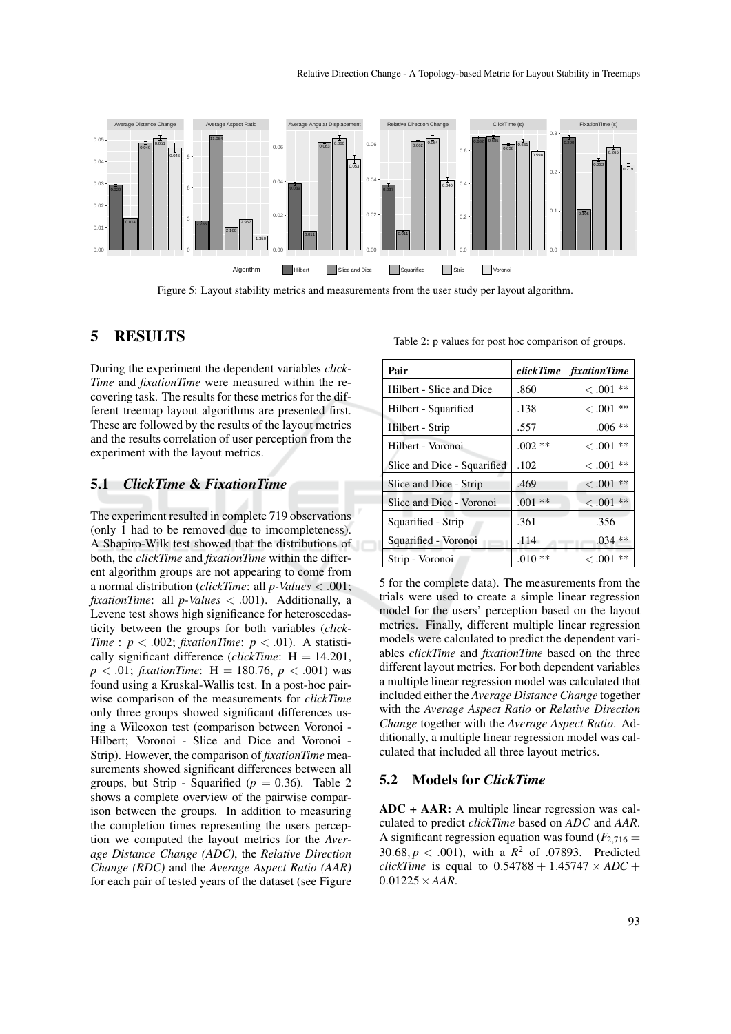Figure 5: Layout stability metrics and measurements from the user study per layout algorithm.

# 5 RESULTS

During the experiment the dependent variables *clickTime* and *fixationTime* were measured within the recovering task. The results for these metrics for the different treemap layout algorithms are presented first. These are followed by the results of the layout metrics and the results correlation of user perception from the experiment with the layout metrics.

## 5.1 *ClickTime* & *FixationTime*

The experiment resulted in complete 719 observations (only 1 had to be removed due to imcompleteness). A Shapiro-Wilk test showed that the distributions of both, the *clickTime* and *fixationTime* within the different algorithm groups are not appearing to come from a normal distribution (*clickTime*: all *p-Values* $< .001$; *fixationTime*: all *p-Values* $< .001$). Additionally, a Levene test shows high significance for heteroscedasticity between the groups for both variables (*clickTime* : $p < .002$; *fixationTime*: $p < .01$). A statistically significant difference (*clickTime*: $H = 14.201$, $p < .01$; *fixationTime*: $H = 180.76$, $p < .001$) was found using a Kruskal-Wallis test. In a post-hoc pairwise comparison of the measurements for *clickTime* only three groups showed significant differences using a Wilcoxon test (comparison between Voronoi - Hilbert; Voronoi - Slice and Dice and Voronoi - Strip). However, the comparison of *fixationTime* measurements showed significant differences between all groups, but Strip - Squarified ($p = 0.36$). Table 2 shows a complete overview of the pairwise comparison between the groups. In addition to measuring the completion times representing the users perception we computed the layout metrics for the *Average Distance Change (ADC)*, the *Relative Direction Change (RDC)* and the *Average Aspect Ratio (AAR)* for each pair of tested years of the dataset (see Figure 5 for the complete data). The measurements from the trials were used to create a simple linear regression model for the users' perception based on the layout metrics. Finally, different multiple linear regression models were calculated to predict the dependent variables *clickTime* and *fixationTime* based on the three different layout metrics. For both dependent variables a multiple linear regression model was calculated that included either the *Average Distance Change* together with the *Average Aspect Ratio* or *Relative Direction Change* together with the *Average Aspect Ratio*. Additionally, a multiple linear regression model was calculated that included all three layout metrics.

Table 2: p values for post hoc comparison of groups.

| Pair | *clickTime* | *fixationTime* |
|---|---|---|
| Hilbert - Slice and Dice | .860 | < .001 ** |
| Hilbert - Squarified | .138 | < .001 ** |
| Hilbert - Strip | .557 | .006 ** |
| Hilbert - Voronoi | .002 ** | < .001 ** |
| Slice and Dice - Squarified | .102 | < .001 ** |
| Slice and Dice - Strip | .469 | < .001 ** |
| Slice and Dice - Voronoi | .001 ** | < .001 ** |
| Squarified - Strip | .361 | .356 |
| Squarified - Voronoi | .114 | .034 ** |
| Strip - Voronoi | .010 ** | < .001 ** |

## 5.2 Models for *ClickTime*

**ADC + AAR:** A multiple linear regression was calculated to predict *clickTime* based on *ADC* and *AAR*. A significant regression equation was found ($F_{2,716} = 30.68, p < .001$), with a $R^2$ of .07893. Predicted *clickTime* is equal to $0.54788 + 1.45747 \times ADC + 0.01225 \times AAR$.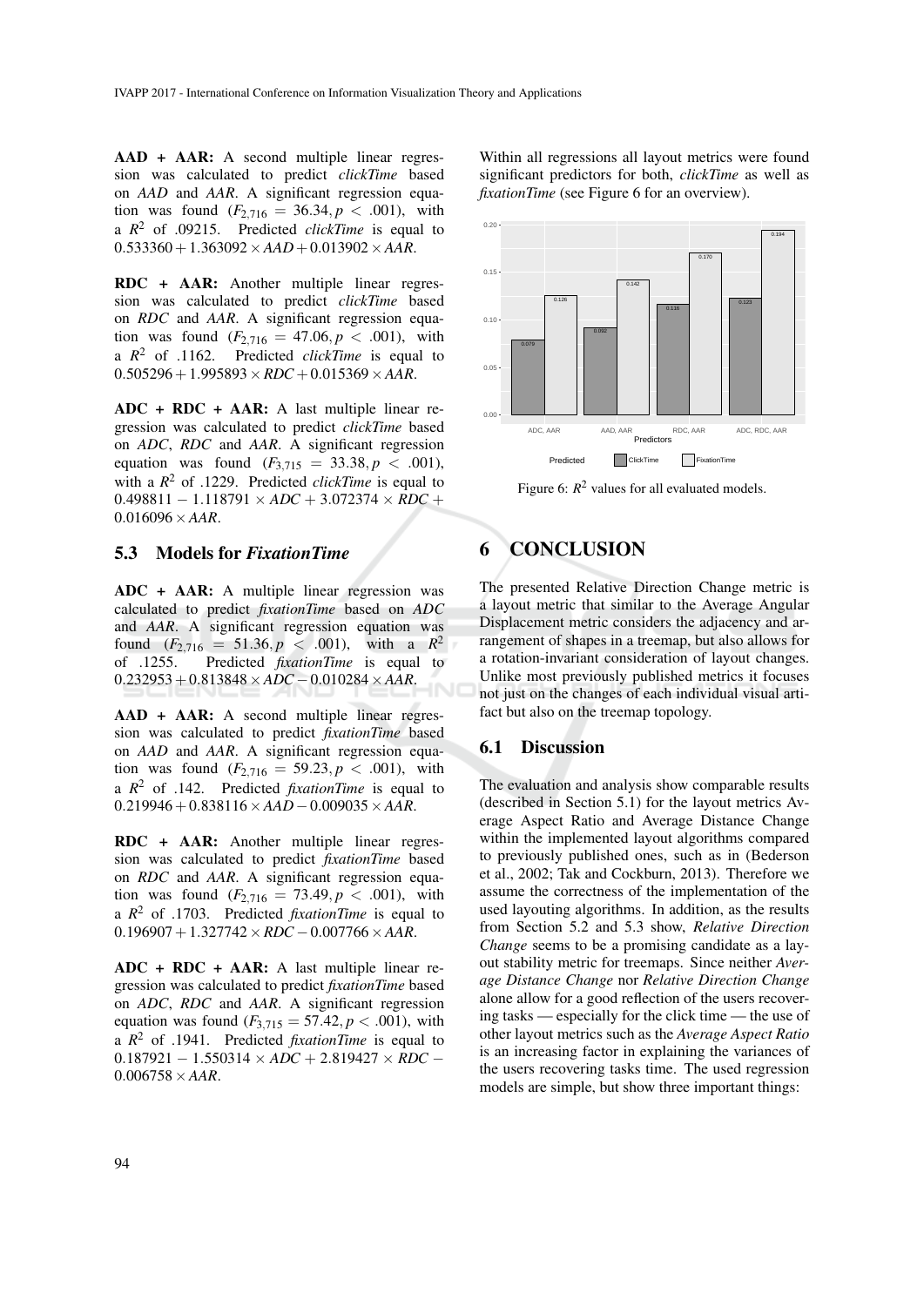**AAD + AAR:** A second multiple linear regression was calculated to predict *clickTime* based on *AAD* and *AAR*. A significant regression equation was found ($F_{2,716} = 36.34, p < .001$), with a $R^2$ of .09215. Predicted *clickTime* is equal to $0.533360 + 1.363092 \times AAD + 0.013902 \times AAR$.

**RDC + AAR:** Another multiple linear regression was calculated to predict *clickTime* based on *RDC* and *AAR*. A significant regression equation was found ($F_{2,716} = 47.06, p < .001$), with a $R^2$ of .1162. Predicted *clickTime* is equal to $0.505296 + 1.995893 \times RDC + 0.015369 \times AAR$.

**ADC + RDC + AAR:** A last multiple linear regression was calculated to predict *clickTime* based on *ADC*, *RDC* and *AAR*. A significant regression equation was found ($F_{3,715} = 33.38, p < .001$), with a $R^2$ of .1229. Predicted *clickTime* is equal to $0.498811 - 1.118791 \times ADC + 3.072374 \times RDC + 0.016096 \times AAR$.

### 5.3 Models for *FixationTime*

**ADC + AAR:** A multiple linear regression was calculated to predict *fixationTime* based on *ADC* and *AAR*. A significant regression equation was found ($F_{2,716} = 51.36, p < .001$), with a $R^2$ of .1255. Predicted *fixationTime* is equal to $0.232953 + 0.813848 \times ADC - 0.010284 \times AAR$.

**AAD + AAR:** A second multiple linear regression was calculated to predict *fixationTime* based on *AAD* and *AAR*. A significant regression equation was found ($F_{2,716} = 59.23, p < .001$), with a $R^2$ of .142. Predicted *fixationTime* is equal to $0.219946 + 0.838116 \times AAD - 0.009035 \times AAR$.

**RDC + AAR:** Another multiple linear regression was calculated to predict *fixationTime* based on *RDC* and *AAR*. A significant regression equation was found ($F_{2,716} = 73.49, p < .001$), with a $R^2$ of .1703. Predicted *fixationTime* is equal to $0.196907 + 1.327742 \times RDC - 0.007766 \times AAR$.

**ADC + RDC + AAR:** A last multiple linear regression was calculated to predict *fixationTime* based on *ADC*, *RDC* and *AAR*. A significant regression equation was found ($F_{3,715} = 57.42, p < .001$), with a $R^2$ of .1941. Predicted *fixationTime* is equal to $0.187921 - 1.550314 \times ADC + 2.819427 \times RDC - 0.006758 \times AAR$.

Within all regressions all layout metrics were found significant predictors for both, *clickTime* as well as *fixationTime* (see Figure 6 for an overview).

| Predictors | ClickTime | FixationTime |
|---|---|---|
| ADC, AAR | 0.079 | 0.126 |
| AAD, AAR | 0.092 | 0.142 |
| RDC, AAR | 0.116 | 0.170 |
| ADC, RDC, AAR | 0.123 | 0.194 |

Figure 6: $R^2$ values for all evaluated models.

## 6 CONCLUSION

The presented Relative Direction Change metric is a layout metric that similar to the Average Angular Displacement metric considers the adjacency and arrangement of shapes in a treemap, but also allows for a rotation-invariant consideration of layout changes. Unlike most previously published metrics it focuses not just on the changes of each individual visual artifact but also on the treemap topology.

### 6.1 Discussion

The evaluation and analysis show comparable results (described in Section 5.1) for the layout metrics Average Aspect Ratio and Average Distance Change within the implemented layout algorithms compared to previously published ones, such as in (Bederson et al., 2002; Tak and Cockburn, 2013). Therefore we assume the correctness of the implementation of the used layouting algorithms. In addition, as the results from Section 5.2 and 5.3 show, *Relative Direction Change* seems to be a promising candidate as a layout stability metric for treemaps. Since neither *Average Distance Change* nor *Relative Direction Change* alone allow for a good reflection of the users recovering tasks — especially for the click time — the use of other layout metrics such as the *Average Aspect Ratio* is an increasing factor in explaining the variances of the users recovering tasks time. The used regression models are simple, but show three important things: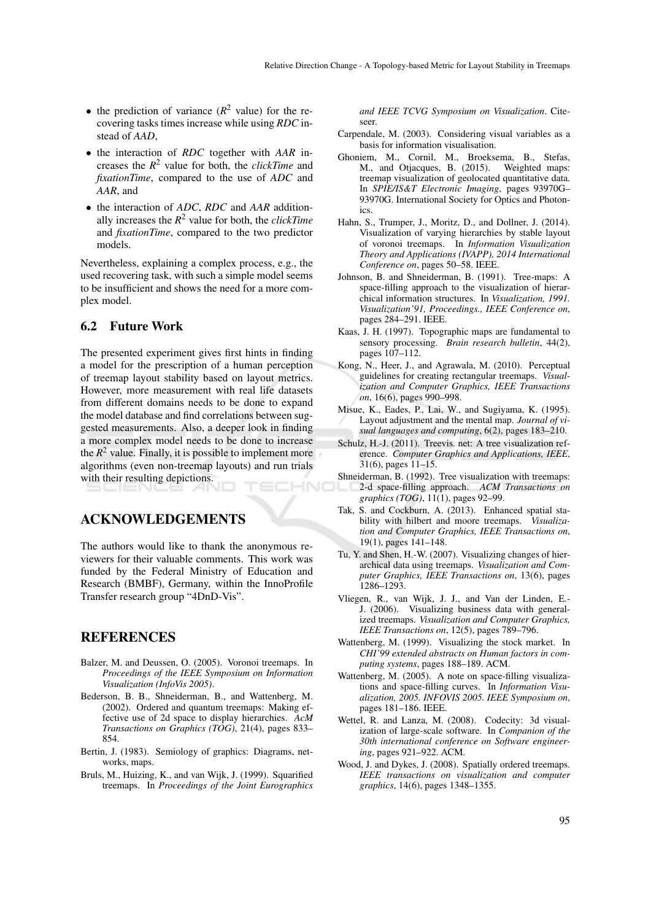- the prediction of variance ($R^2$ value) for the recovering tasks times increase while using *RDC* instead of *AAD*,
- the interaction of *RDC* together with *AAR* increases the $R^2$ value for both, the *clickTime* and *fixationTime*, compared to the use of *ADC* and *AAR*, and
- the interaction of *ADC*, *RDC* and *AAR* additionally increases the $R^2$ value for both, the *clickTime* and *fixationTime*, compared to the two predictor models.

Nevertheless, explaining a complex process, e.g., the used recovering task, with such a simple model seems to be insufficient and shows the need for a more complex model.

### 6.2 Future Work

The presented experiment gives first hints in finding a model for the prescription of a human perception of treemap layout stability based on layout metrics. However, more measurement with real life datasets from different domains needs to be done to expand the model database and find correlations between suggested measurements. Also, a deeper look in finding a more complex model needs to be done to increase the $R^2$ value. Finally, it is possible to implement more algorithms (even non-treemap layouts) and run trials with their resulting depictions.

## ACKNOWLEDGEMENTS

The authors would like to thank the anonymous reviewers for their valuable comments. This work was funded by the Federal Ministry of Education and Research (BMBF), Germany, within the InnoProfile Transfer research group "4DnD-Vis".

## REFERENCES

Balzer, M. and Deussen, O. (2005). Voronoi treemaps. In *Proceedings of the IEEE Symposium on Information Visualization (InfoVis 2005)*.

Bederson, B. B., Shneiderman, B., and Wattenberg, M. (2002). Ordered and quantum treemaps: Making effective use of 2d space to display hierarchies. *AcM Transactions on Graphics (TOG)*, 21(4), pages 833–854.

Bertin, J. (1983). Semiology of graphics: Diagrams, networks, maps.

Bruls, M., Huizing, K., and van Wijk, J. (1999). Squarified treemaps. In *Proceedings of the Joint Eurographics and IEEE TCVG Symposium on Visualization*. Citeseer.

Carpendale, M. (2003). Considering visual variables as a basis for information visualisation.

Ghoniem, M., Cornil, M., Broeksema, B., Stefas, M., and Otjacques, B. (2015). Weighted maps: treemap visualization of geolocated quantitative data. In *SPIE/IS&T Electronic Imaging*, pages 93970G–93970G. International Society for Optics and Photonics.

Hahn, S., Trumper, J., Moritz, D., and Dollner, J. (2014). Visualization of varying hierarchies by stable layout of voronoi treemaps. In *Information Visualization Theory and Applications (IVAPP), 2014 International Conference on*, pages 50–58. IEEE.

Johnson, B. and Shneiderman, B. (1991). Tree-maps: A space-filling approach to the visualization of hierarchical information structures. In *Visualization, 1991. Visualization'91, Proceedings., IEEE Conference on*, pages 284–291. IEEE.

Kaas, J. H. (1997). Topographic maps are fundamental to sensory processing. *Brain research bulletin*, 44(2), pages 107–112.

Kong, N., Heer, J., and Agrawala, M. (2010). Perceptual guidelines for creating rectangular treemaps. *Visualization and Computer Graphics, IEEE Transactions on*, 16(6), pages 990–998.

Misue, K., Eades, P., Lai, W., and Sugiyama, K. (1995). Layout adjustment and the mental map. *Journal of visual languages and computing*, 6(2), pages 183–210.

Schulz, H.-J. (2011). Treevis. net: A tree visualization reference. *Computer Graphics and Applications, IEEE*, 31(6), pages 11–15.

Shneiderman, B. (1992). Tree visualization with treemaps: 2-d space-filling approach. *ACM Transactions on graphics (TOG)*, 11(1), pages 92–99.

Tak, S. and Cockburn, A. (2013). Enhanced spatial stability with hilbert and moore treemaps. *Visualization and Computer Graphics, IEEE Transactions on*, 19(1), pages 141–148.

Tu, Y. and Shen, H.-W. (2007). Visualizing changes of hierarchical data using treemaps. *Visualization and Computer Graphics, IEEE Transactions on*, 13(6), pages 1286–1293.

Vliegen, R., van Wijk, J. J., and Van der Linden, E.-J. (2006). Visualizing business data with generalized treemaps. *Visualization and Computer Graphics, IEEE Transactions on*, 12(5), pages 789–796.

Wattenberg, M. (1999). Visualizing the stock market. In *CHI'99 extended abstracts on Human factors in computing systems*, pages 188–189. ACM.

Wattenberg, M. (2005). A note on space-filling visualizations and space-filling curves. In *Information Visualization, 2005. INFOVIS 2005. IEEE Symposium on*, pages 181–186. IEEE.

Wettel, R. and Lanza, M. (2008). Codecity: 3d visualization of large-scale software. In *Companion of the 30th international conference on Software engineering*, pages 921–922. ACM.

Wood, J. and Dykes, J. (2008). Spatially ordered treemaps. *IEEE transactions on visualization and computer graphics*, 14(6), pages 1348–1355.